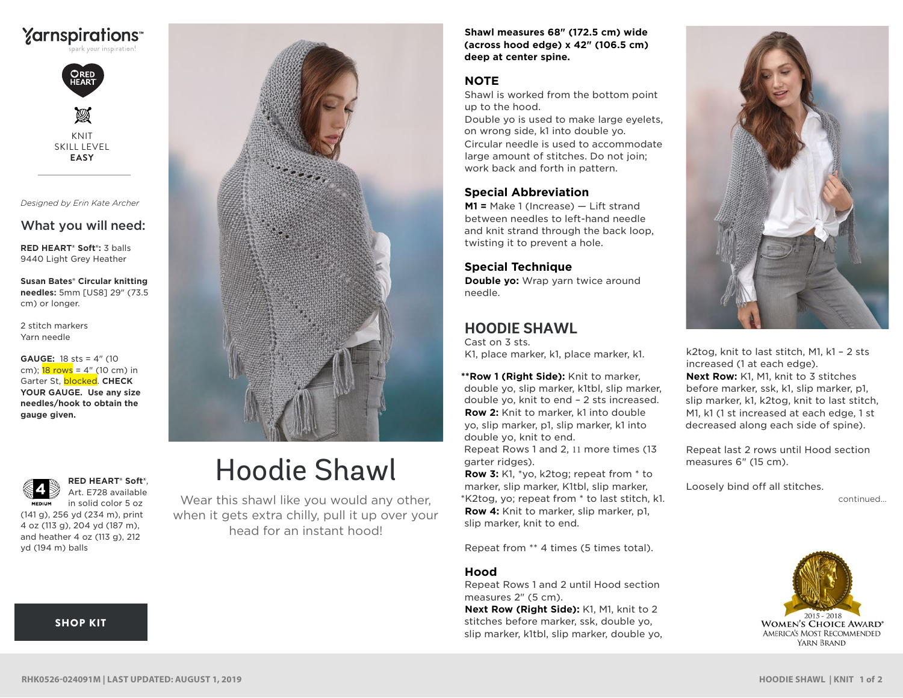Yarnspirations™
spark your inspiration!

RED HEART

KNIT
SKILL LEVEL
**EASY**

*Designed by Erin Kate Archer*

## What you will need:

**RED HEART® Soft®:** 3 balls 9440 Light Grey Heather

**Susan Bates® Circular knitting needles:** 5mm [US8] 29" (73.5 cm) or longer.

2 stitch markers
Yarn needle

**GAUGE:** 18 sts = 4" (10 cm); 18 rows = 4" (10 cm) in Garter St, blocked. **CHECK YOUR GAUGE. Use any size needles/hook to obtain the gauge given.**

4 MEDIUM

**RED HEART® Soft®**, Art. E728 available in solid color 5 oz (141 g), 256 yd (234 m), print 4 oz (113 g), 204 yd (187 m), and heather 4 oz (113 g), 212 yd (194 m) balls

**SHOP KIT**

# Hoodie Shawl

Wear this shawl like you would any other, when it gets extra chilly, pull it up over your head for an instant hood!

**Shawl measures 68" (172.5 cm) wide (across hood edge) x 42" (106.5 cm) deep at center spine.**

## NOTE

Shawl is worked from the bottom point up to the hood.
Double yo is used to make large eyelets, on wrong side, k1 into double yo.
Circular needle is used to accommodate large amount of stitches. Do not join; work back and forth in pattern.

## Special Abbreviation

**M1 =** Make 1 (Increase) — Lift strand between needles to left-hand needle and knit strand through the back loop, twisting it to prevent a hole.

## Special Technique

**Double yo:** Wrap yarn twice around needle.

## HOODIE SHAWL

Cast on 3 sts.
K1, place marker, k1, place marker, k1.

****Row 1 (Right Side):** Knit to marker, double yo, slip marker, k1tbl, slip marker, double yo, knit to end – 2 sts increased.
**Row 2:** Knit to marker, k1 into double yo, slip marker, p1, slip marker, k1 into double yo, knit to end.
Repeat Rows 1 and 2, 11 more times (13 garter ridges).
**Row 3:** K1, *yo, k2tog; repeat from * to marker, slip marker, K1tbl, slip marker, *K2tog, yo; repeat from * to last stitch, k1.
**Row 4:** Knit to marker, slip marker, p1, slip marker, knit to end.

Repeat from ** 4 times (5 times total).

## Hood

Repeat Rows 1 and 2 until Hood section measures 2" (5 cm).
**Next Row (Right Side):** K1, M1, knit to 2 stitches before marker, ssk, double yo, slip marker, k1tbl, slip marker, double yo, k2tog, knit to last stitch, M1, k1 – 2 sts increased (1 at each edge).
**Next Row:** K1, M1, knit to 3 stitches before marker, ssk, k1, slip marker, p1, slip marker, k1, k2tog, knit to last stitch, M1, k1 (1 st increased at each edge, 1 st decreased along each side of spine).

Repeat last 2 rows until Hood section measures 6" (15 cm).

Loosely bind off all stitches.

continued...

2015 - 2018
WOMEN'S CHOICE AWARD®
AMERICA'S MOST RECOMMENDED
YARN BRAND

RHK0526-024091M | LAST UPDATED: AUGUST 1, 2019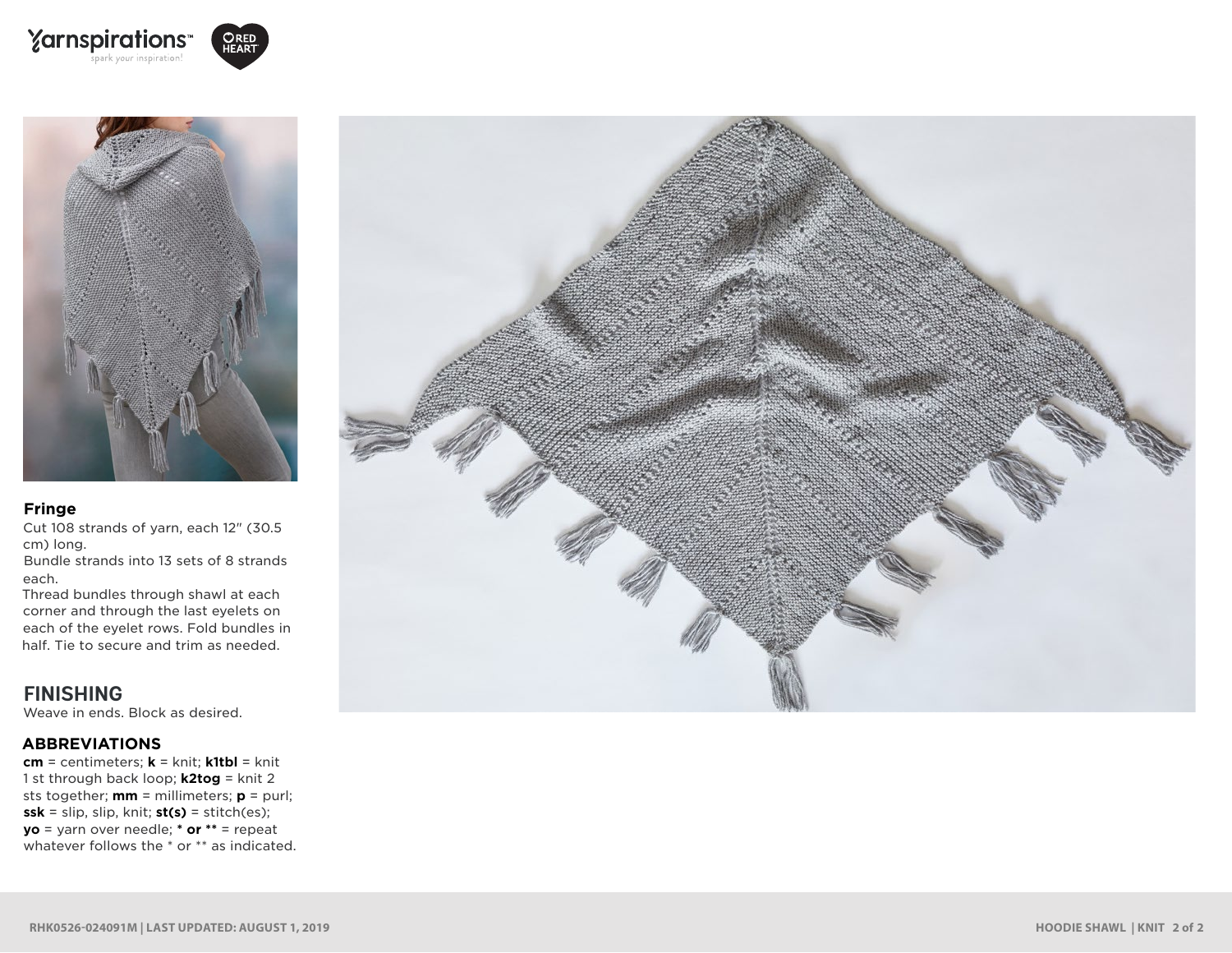**Fringe**

Cut 108 strands of yarn, each 12" (30.5 cm) long.

Bundle strands into 13 sets of 8 strands each.

Thread bundles through shawl at each corner and through the last eyelets on each of the eyelet rows. Fold bundles in half. Tie to secure and trim as needed.

## FINISHING

Weave in ends. Block as desired.

### ABBREVIATIONS

**cm** = centimeters; **k** = knit; **k1tbl** = knit 1 st through back loop; **k2tog** = knit 2 sts together; **mm** = millimeters; **p** = purl; **ssk** = slip, slip, knit; **st(s)** = stitch(es); **yo** = yarn over needle; **\* or \*\*** = repeat whatever follows the * or ** as indicated.

RHK0526-024091M | LAST UPDATED: AUGUST 1, 2019